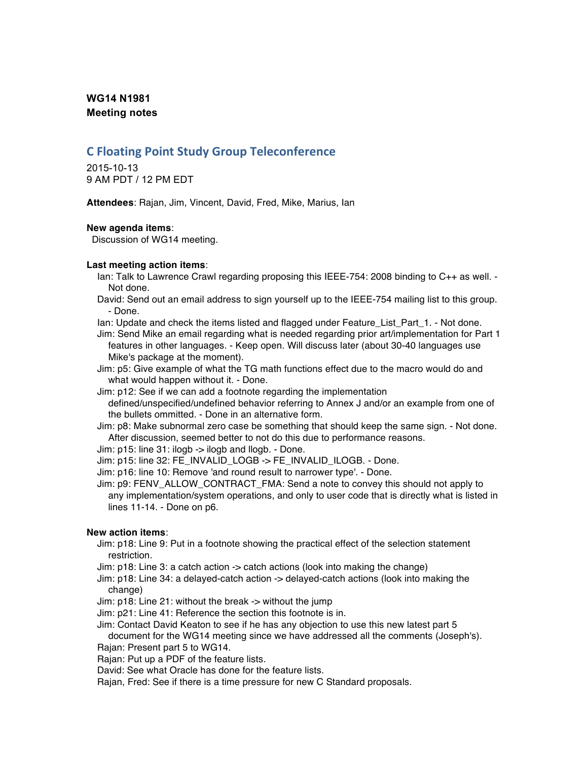**WG14 N1981**
**Meeting notes**

## C Floating Point Study Group Teleconference

2015-10-13
9 AM PDT / 12 PM EDT

**Attendees**: Rajan, Jim, Vincent, David, Fred, Mike, Marius, Ian

**New agenda items**:
Discussion of WG14 meeting.

**Last meeting action items**:

- Ian: Talk to Lawrence Crawl regarding proposing this IEEE-754: 2008 binding to C++ as well. - Not done.
- David: Send out an email address to sign yourself up to the IEEE-754 mailing list to this group. - Done.
- Ian: Update and check the items listed and flagged under Feature_List_Part_1. - Not done.
- Jim: Send Mike an email regarding what is needed regarding prior art/implementation for Part 1 features in other languages. - Keep open. Will discuss later (about 30-40 languages use Mike's package at the moment).
- Jim: p5: Give example of what the TG math functions effect due to the macro would do and what would happen without it. - Done.
- Jim: p12: See if we can add a footnote regarding the implementation defined/unspecified/undefined behavior referring to Annex J and/or an example from one of the bullets ommitted. - Done in an alternative form.
- Jim: p8: Make subnormal zero case be something that should keep the same sign. - Not done. After discussion, seemed better to not do this due to performance reasons.
- Jim: p15: line 31: ilogb -> ilogb and llogb. - Done.
- Jim: p15: line 32: FE_INVALID_LOGB -> FE_INVALID_ILOGB. - Done.
- Jim: p16: line 10: Remove 'and round result to narrower type'. - Done.
- Jim: p9: FENV_ALLOW_CONTRACT_FMA: Send a note to convey this should not apply to any implementation/system operations, and only to user code that is directly what is listed in lines 11-14. - Done on p6.

**New action items**:

- Jim: p18: Line 9: Put in a footnote showing the practical effect of the selection statement restriction.
- Jim: p18: Line 3: a catch action -> catch actions (look into making the change)
- Jim: p18: Line 34: a delayed-catch action -> delayed-catch actions (look into making the change)
- Jim: p18: Line 21: without the break -> without the jump
- Jim: p21: Line 41: Reference the section this footnote is in.
- Jim: Contact David Keaton to see if he has any objection to use this new latest part 5 document for the WG14 meeting since we have addressed all the comments (Joseph's).
- Rajan: Present part 5 to WG14.
- Rajan: Put up a PDF of the feature lists.
- David: See what Oracle has done for the feature lists.
- Rajan, Fred: See if there is a time pressure for new C Standard proposals.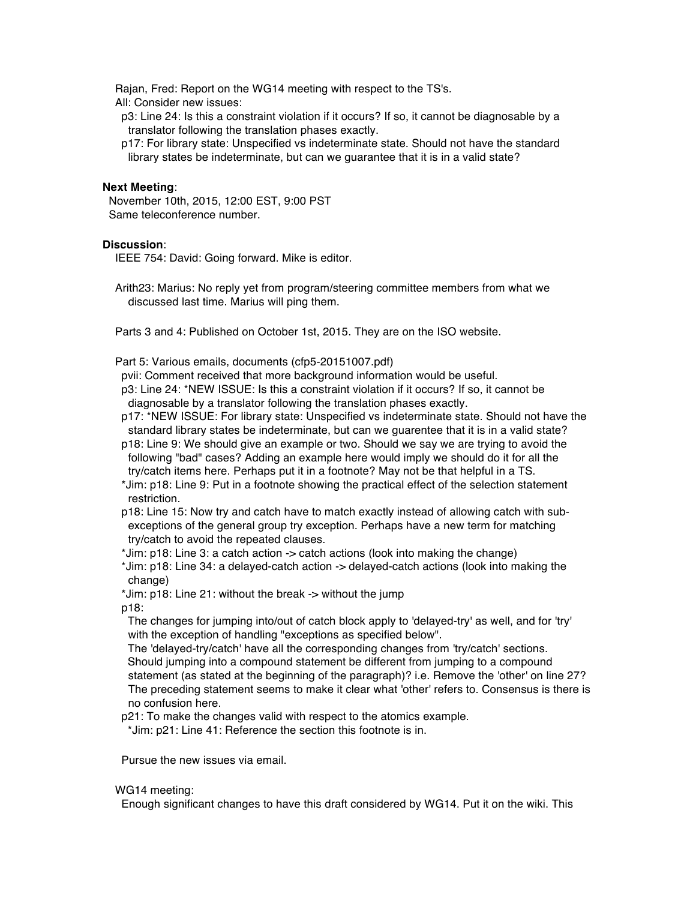Rajan, Fred: Report on the WG14 meeting with respect to the TS's.

All: Consider new issues:

- p3: Line 24: Is this a constraint violation if it occurs? If so, it cannot be diagnosable by a translator following the translation phases exactly.
- p17: For library state: Unspecified vs indeterminate state. Should not have the standard library states be indeterminate, but can we guarantee that it is in a valid state?

**Next Meeting**:

November 10th, 2015, 12:00 EST, 9:00 PST
Same teleconference number.

**Discussion**:

IEEE 754: David: Going forward. Mike is editor.

Arith23: Marius: No reply yet from program/steering committee members from what we discussed last time. Marius will ping them.

Parts 3 and 4: Published on October 1st, 2015. They are on the ISO website.

Part 5: Various emails, documents (cfp5-20151007.pdf)

- pvii: Comment received that more background information would be useful.
- p3: Line 24: *NEW ISSUE: Is this a constraint violation if it occurs? If so, it cannot be diagnosable by a translator following the translation phases exactly.
- p17: *NEW ISSUE: For library state: Unspecified vs indeterminate state. Should not have the standard library states be indeterminate, but can we guarentee that it is in a valid state?
- p18: Line 9: We should give an example or two. Should we say we are trying to avoid the following "bad" cases? Adding an example here would imply we should do it for all the try/catch items here. Perhaps put it in a footnote? May not be that helpful in a TS.
- *Jim: p18: Line 9: Put in a footnote showing the practical effect of the selection statement restriction.
- p18: Line 15: Now try and catch have to match exactly instead of allowing catch with sub-exceptions of the general group try exception. Perhaps have a new term for matching try/catch to avoid the repeated clauses.
- *Jim: p18: Line 3: a catch action -> catch actions (look into making the change)
- *Jim: p18: Line 34: a delayed-catch action -> delayed-catch actions (look into making the change)
- *Jim: p18: Line 21: without the break -> without the jump
- p18:
  - The changes for jumping into/out of catch block apply to 'delayed-try' as well, and for 'try' with the exception of handling "exceptions as specified below".
  - The 'delayed-try/catch' have all the corresponding changes from 'try/catch' sections.
  - Should jumping into a compound statement be different from jumping to a compound statement (as stated at the beginning of the paragraph)? i.e. Remove the 'other' on line 27? The preceding statement seems to make it clear what 'other' refers to. Consensus is there is no confusion here.
- p21: To make the changes valid with respect to the atomics example.
  - *Jim: p21: Line 41: Reference the section this footnote is in.

Pursue the new issues via email.

WG14 meeting:

Enough significant changes to have this draft considered by WG14. Put it on the wiki. This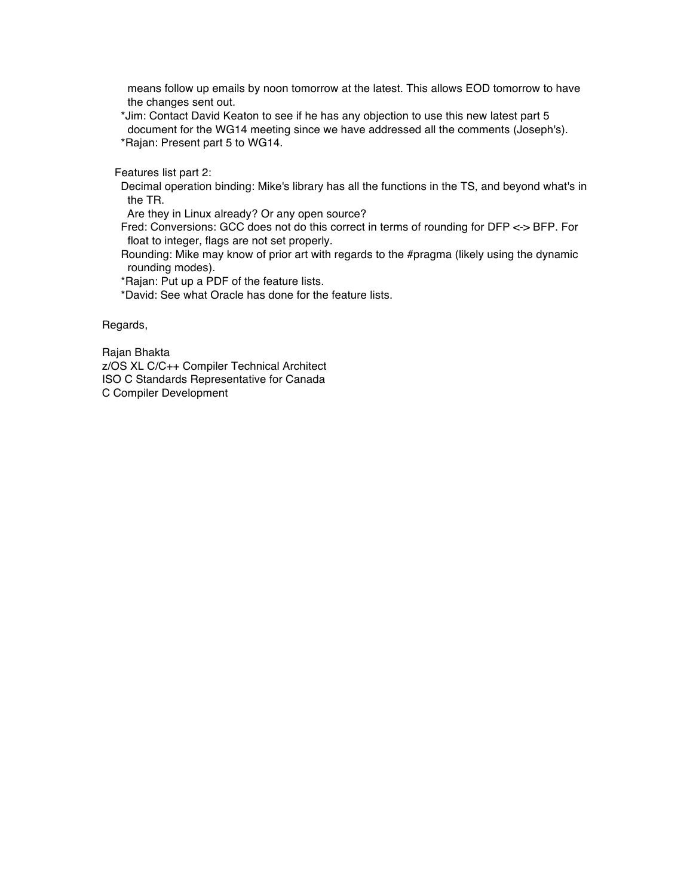means follow up emails by noon tomorrow at the latest. This allows EOD tomorrow to have the changes sent out.

*Jim: Contact David Keaton to see if he has any objection to use this new latest part 5 document for the WG14 meeting since we have addressed all the comments (Joseph's).

*Rajan: Present part 5 to WG14.

Features list part 2:

Decimal operation binding: Mike's library has all the functions in the TS, and beyond what's in the TR.

Are they in Linux already? Or any open source?

Fred: Conversions: GCC does not do this correct in terms of rounding for DFP <-> BFP. For float to integer, flags are not set properly.

Rounding: Mike may know of prior art with regards to the #pragma (likely using the dynamic rounding modes).

*Rajan: Put up a PDF of the feature lists.

*David: See what Oracle has done for the feature lists.

Regards,

Rajan Bhakta
z/OS XL C/C++ Compiler Technical Architect
ISO C Standards Representative for Canada
C Compiler Development